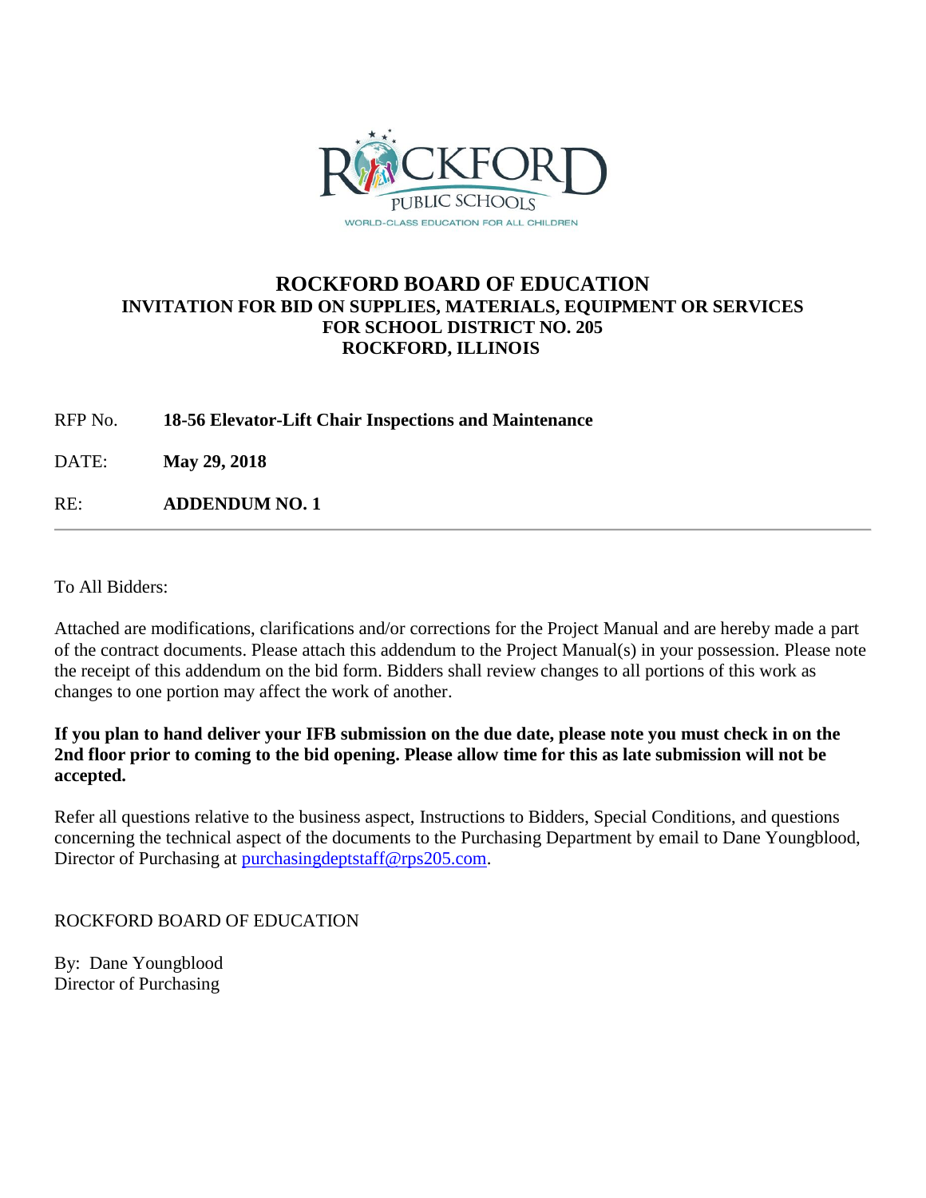ROCKFORD PUBLIC SCHOOLS

WORLD-CLASS EDUCATION FOR ALL CHILDREN

# ROCKFORD BOARD OF EDUCATION

## INVITATION FOR BID ON SUPPLIES, MATERIALS, EQUIPMENT OR SERVICES FOR SCHOOL DISTRICT NO. 205 ROCKFORD, ILLINOIS

RFP No. **18-56 Elevator-Lift Chair Inspections and Maintenance**

DATE: **May 29, 2018**

RE: **ADDENDUM NO. 1**

---

To All Bidders:

Attached are modifications, clarifications and/or corrections for the Project Manual and are hereby made a part of the contract documents. Please attach this addendum to the Project Manual(s) in your possession. Please note the receipt of this addendum on the bid form. Bidders shall review changes to all portions of this work as changes to one portion may affect the work of another.

**If you plan to hand deliver your IFB submission on the due date, please note you must check in on the 2nd floor prior to coming to the bid opening. Please allow time for this as late submission will not be accepted.**

Refer all questions relative to the business aspect, Instructions to Bidders, Special Conditions, and questions concerning the technical aspect of the documents to the Purchasing Department by email to Dane Youngblood, Director of Purchasing at purchasingdeptstaff@rps205.com.

ROCKFORD BOARD OF EDUCATION

By: Dane Youngblood
Director of Purchasing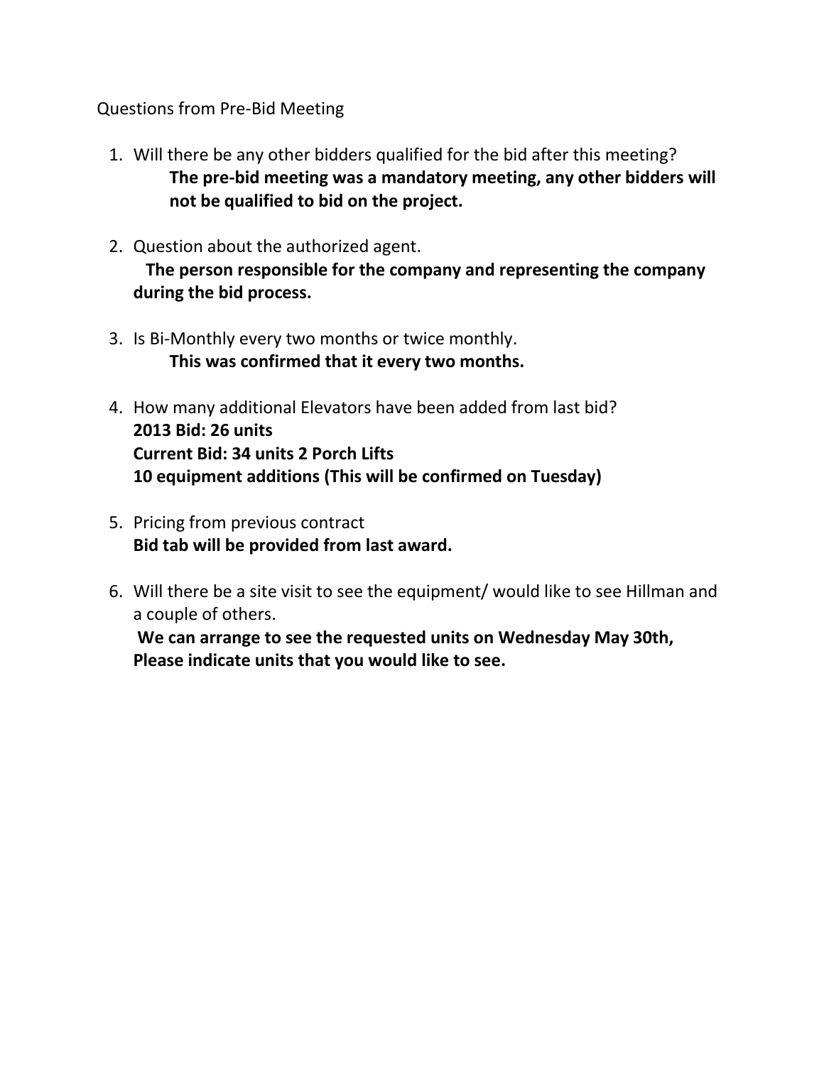Questions from Pre-Bid Meeting

1. Will there be any other bidders qualified for the bid after this meeting?
   **The pre-bid meeting was a mandatory meeting, any other bidders will not be qualified to bid on the project.**

2. Question about the authorized agent.
   **The person responsible for the company and representing the company during the bid process.**

3. Is Bi-Monthly every two months or twice monthly.
   **This was confirmed that it every two months.**

4. How many additional Elevators have been added from last bid?
   **2013 Bid: 26 units**
   **Current Bid: 34 units 2 Porch Lifts**
   **10 equipment additions (This will be confirmed on Tuesday)**

5. Pricing from previous contract
   **Bid tab will be provided from last award.**

6. Will there be a site visit to see the equipment/ would like to see Hillman and a couple of others.
   **We can arrange to see the requested units on Wednesday May 30th, Please indicate units that you would like to see.**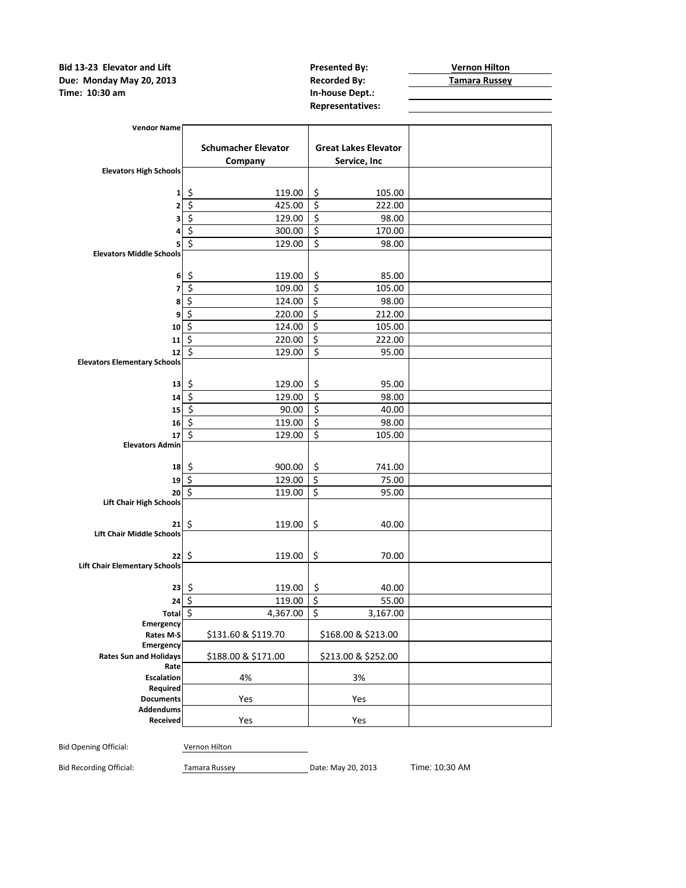**Bid 13-23 Elevator and Lift**
**Due: Monday May 20, 2013**
**Time: 10:30 am**

**Presented By:** Vernon Hilton
**Recorded By:** Tamara Russey
**In-house Dept.:**
**Representatives:**

| Vendor Name | Schumacher Elevator Company | Great Lakes Elevator Service, Inc | |
|---|---|---|---|
| **Elevators High Schools** | | | |
| 1 | $ 119.00 | $ 105.00 | |
| 2 | $ 425.00 | $ 222.00 | |
| 3 | $ 129.00 | $ 98.00 | |
| 4 | $ 300.00 | $ 170.00 | |
| 5 | $ 129.00 | $ 98.00 | |
| **Elevators Middle Schools** | | | |
| 6 | $ 119.00 | $ 85.00 | |
| 7 | $ 109.00 | $ 105.00 | |
| 8 | $ 124.00 | $ 98.00 | |
| 9 | $ 220.00 | $ 212.00 | |
| 10 | $ 124.00 | $ 105.00 | |
| 11 | $ 220.00 | $ 222.00 | |
| 12 | $ 129.00 | $ 95.00 | |
| **Elevators Elementary Schools** | | | |
| 13 | $ 129.00 | $ 95.00 | |
| 14 | $ 129.00 | $ 98.00 | |
| 15 | $ 90.00 | $ 40.00 | |
| 16 | $ 119.00 | $ 98.00 | |
| 17 | $ 129.00 | $ 105.00 | |
| **Elevators Admin** | | | |
| 18 | $ 900.00 | $ 741.00 | |
| 19 | $ 129.00 | $ 75.00 | |
| 20 | $ 119.00 | $ 95.00 | |
| **Lift Chair High Schools** | | | |
| 21 | $ 119.00 | $ 40.00 | |
| **Lift Chair Middle Schools** | | | |
| 22 | $ 119.00 | $ 70.00 | |
| **Lift Chair Elementary Schools** | | | |
| 23 | $ 119.00 | $ 40.00 | |
| 24 | $ 119.00 | $ 55.00 | |
| **Total** | $ 4,367.00 | $ 3,167.00 | |
| **Emergency Rates M-S** | $131.60 & $119.70 | $168.00 & $213.00 | |
| **Emergency Rates Sun and Holidays** | $188.00 & $171.00 | $213.00 & $252.00 | |
| **Rate Escalation** | 4% | 3% | |
| **Required Documents** | Yes | Yes | |
| **Addendums Received** | Yes | Yes | |

Bid Opening Official: Vernon Hilton

Bid Recording Official: Tamara Russey Date: May 20, 2013 Time: 10:30 AM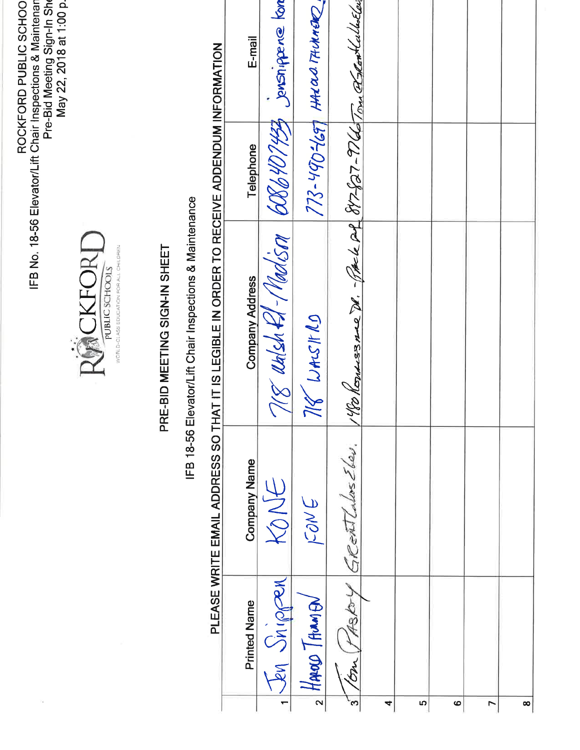ROCKFORD PUBLIC SCHOO
IFB No. 18-56 Elevator/Lift Chair Inspections & Maintenan
Pre-Bid Meeting Sign-In She
May 22, 2018 at 1:00 p.

ROCKFORD PUBLIC SCHOOLS
WORLD-CLASS EDUCATION FOR ALL CHILDREN

# PRE-BID MEETING SIGN-IN SHEET

## IFB 18-56 Elevator/Lift Chair Inspections & Maintenance

**PLEASE WRITE EMAIL ADDRESS SO THAT IT IS LEGIBLE IN ORDER TO RECEIVE ADDENDUM INFORMATION**

| | Printed Name | Company Name | Company Address | Telephone | E-mail |
|---|---|---|---|---|---|
| 1 | Jen Snippen | KONE | 718 Walsh Rd - Madison | 6086407433 | jensnippen@kon |
| 2 | Harold Thurman | KONE | 718 Walsh Rd | 773-490-4697 | HAROLD.THURMAN |
| 3 | Tom Pasky | Great Lakes Elev. | 1480 Renaissance Dr. - Park Rdg | 847-827-9766 | Tom@GreatLakesElev |
| 4 | | | | | |
| 5 | | | | | |
| 6 | | | | | |
| 7 | | | | | |
| 8 | | | | | |